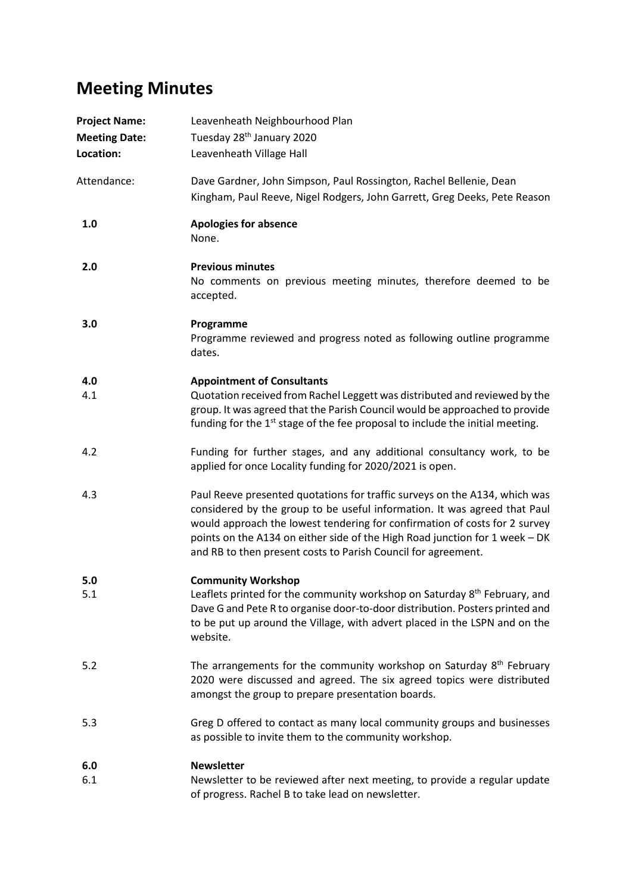# Meeting Minutes

**Project Name:** Leavenheath Neighbourhood Plan
**Meeting Date:** Tuesday 28th January 2020
**Location:** Leavenheath Village Hall

Attendance: Dave Gardner, John Simpson, Paul Rossington, Rachel Bellenie, Dean Kingham, Paul Reeve, Nigel Rodgers, John Garrett, Greg Deeks, Pete Reason

**1.0 Apologies for absence**

None.

**2.0 Previous minutes**

No comments on previous meeting minutes, therefore deemed to be accepted.

**3.0 Programme**

Programme reviewed and progress noted as following outline programme dates.

**4.0 Appointment of Consultants**

4.1 Quotation received from Rachel Leggett was distributed and reviewed by the group. It was agreed that the Parish Council would be approached to provide funding for the 1st stage of the fee proposal to include the initial meeting.

4.2 Funding for further stages, and any additional consultancy work, to be applied for once Locality funding for 2020/2021 is open.

4.3 Paul Reeve presented quotations for traffic surveys on the A134, which was considered by the group to be useful information. It was agreed that Paul would approach the lowest tendering for confirmation of costs for 2 survey points on the A134 on either side of the High Road junction for 1 week – DK and RB to then present costs to Parish Council for agreement.

**5.0 Community Workshop**

5.1 Leaflets printed for the community workshop on Saturday 8th February, and Dave G and Pete R to organise door-to-door distribution. Posters printed and to be put up around the Village, with advert placed in the LSPN and on the website.

5.2 The arrangements for the community workshop on Saturday 8th February 2020 were discussed and agreed. The six agreed topics were distributed amongst the group to prepare presentation boards.

5.3 Greg D offered to contact as many local community groups and businesses as possible to invite them to the community workshop.

**6.0 Newsletter**

6.1 Newsletter to be reviewed after next meeting, to provide a regular update of progress. Rachel B to take lead on newsletter.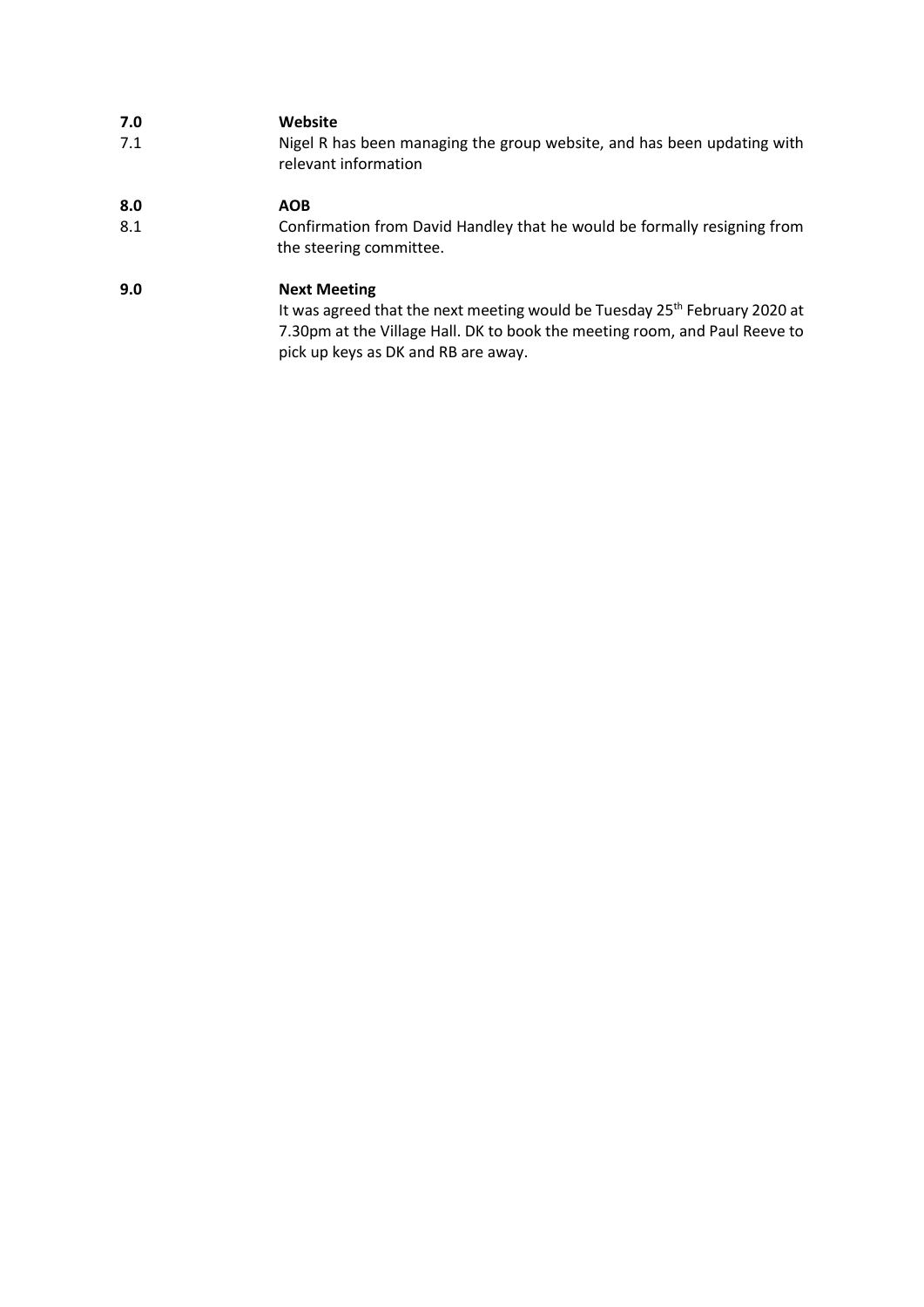**7.0 Website**

7.1 Nigel R has been managing the group website, and has been updating with relevant information

**8.0 AOB**

8.1 Confirmation from David Handley that he would be formally resigning from the steering committee.

**9.0 Next Meeting**

It was agreed that the next meeting would be Tuesday 25th February 2020 at 7.30pm at the Village Hall. DK to book the meeting room, and Paul Reeve to pick up keys as DK and RB are away.